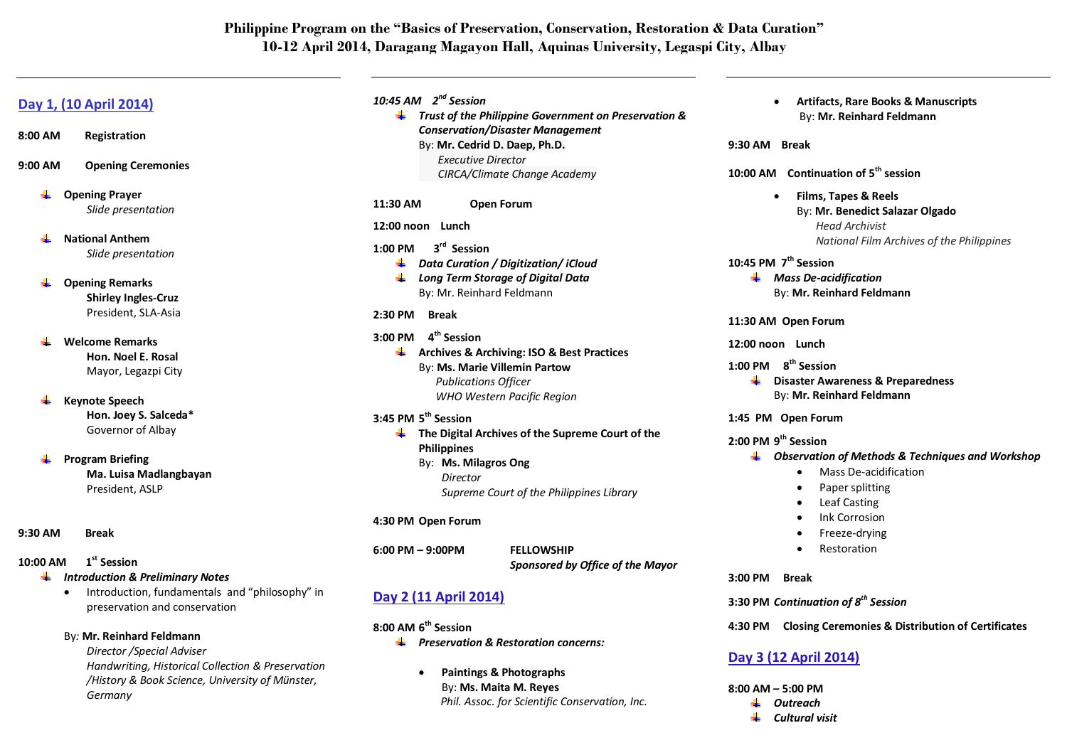# Philippine Program on the "Basics of Preservation, Conservation, Restoration & Data Curation"
## 10-12 April 2014, Daragang Magayon Hall, Aquinas University, Legaspi City, Albay

## Day 1, (10 April 2014)

**8:00 AM** **Registration**

**9:00 AM** **Opening Ceremonies**

- **Opening Prayer**
  *Slide presentation*

- **National Anthem**
  *Slide presentation*

- **Opening Remarks**
  **Shirley Ingles-Cruz**
  President, SLA-Asia

- **Welcome Remarks**
  **Hon. Noel E. Rosal**
  Mayor, Legazpi City

- **Keynote Speech**
  **Hon. Joey S. Salceda***
  Governor of Albay

- **Program Briefing**
  **Ma. Luisa Madlangbayan**
  President, ASLP

**9:30 AM** **Break**

**10:00 AM** **1st Session**

- ***Introduction & Preliminary Notes***
  - Introduction, fundamentals and "philosophy" in preservation and conservation

  By: **Mr. Reinhard Feldmann**
  *Director /Special Adviser*
  *Handwriting, Historical Collection & Preservation /History & Book Science, University of Münster, Germany*

***10:45 AM 2nd Session***

- ***Trust of the Philippine Government on Preservation & Conservation/Disaster Management***
  By: **Mr. Cedrid D. Daep, Ph.D.**
  *Executive Director*
  *CIRCA/Climate Change Academy*

**11:30 AM** **Open Forum**

**12:00 noon** **Lunch**

**1:00 PM** **3rd Session**

- ***Data Curation / Digitization/ iCloud***
- ***Long Term Storage of Digital Data***
  By: Mr. Reinhard Feldmann

**2:30 PM** **Break**

**3:00 PM** **4th Session**

- **Archives & Archiving: ISO & Best Practices**
  By: **Ms. Marie Villemin Partow**
  *Publications Officer*
  *WHO Western Pacific Region*

**3:45 PM 5th Session**

- **The Digital Archives of the Supreme Court of the Philippines**
  By: **Ms. Milagros Ong**
  *Director*
  *Supreme Court of the Philippines Library*

**4:30 PM Open Forum**

**6:00 PM – 9:00PM** **FELLOWSHIP**
***Sponsored by Office of the Mayor***

## Day 2 (11 April 2014)

**8:00 AM 6th Session**

- ***Preservation & Restoration concerns:***
  - **Paintings & Photographs**
    By: **Ms. Maita M. Reyes**
    *Phil. Assoc. for Scientific Conservation, Inc.*
  - **Artifacts, Rare Books & Manuscripts**
    By: **Mr. Reinhard Feldmann**

**9:30 AM** **Break**

**10:00 AM** **Continuation of 5th session**

- **Films, Tapes & Reels**
  By: **Mr. Benedict Salazar Olgado**
  *Head Archivist*
  *National Film Archives of the Philippines*

**10:45 PM 7th Session**

- ***Mass De-acidification***
  By: **Mr. Reinhard Feldmann**

**11:30 AM Open Forum**

**12:00 noon** **Lunch**

**1:00 PM** **8th Session**

- **Disaster Awareness & Preparedness**
  By: **Mr. Reinhard Feldmann**

**1:45 PM Open Forum**

**2:00 PM 9th Session**

- ***Observation of Methods & Techniques and Workshop***
  - Mass De-acidification
  - Paper splitting
  - Leaf Casting
  - Ink Corrosion
  - Freeze-drying
  - Restoration

**3:00 PM** **Break**

**3:30 PM** ***Continuation of 8th Session***

**4:30 PM** **Closing Ceremonies & Distribution of Certificates**

## Day 3 (12 April 2014)

**8:00 AM – 5:00 PM**

- ***Outreach***
- ***Cultural visit***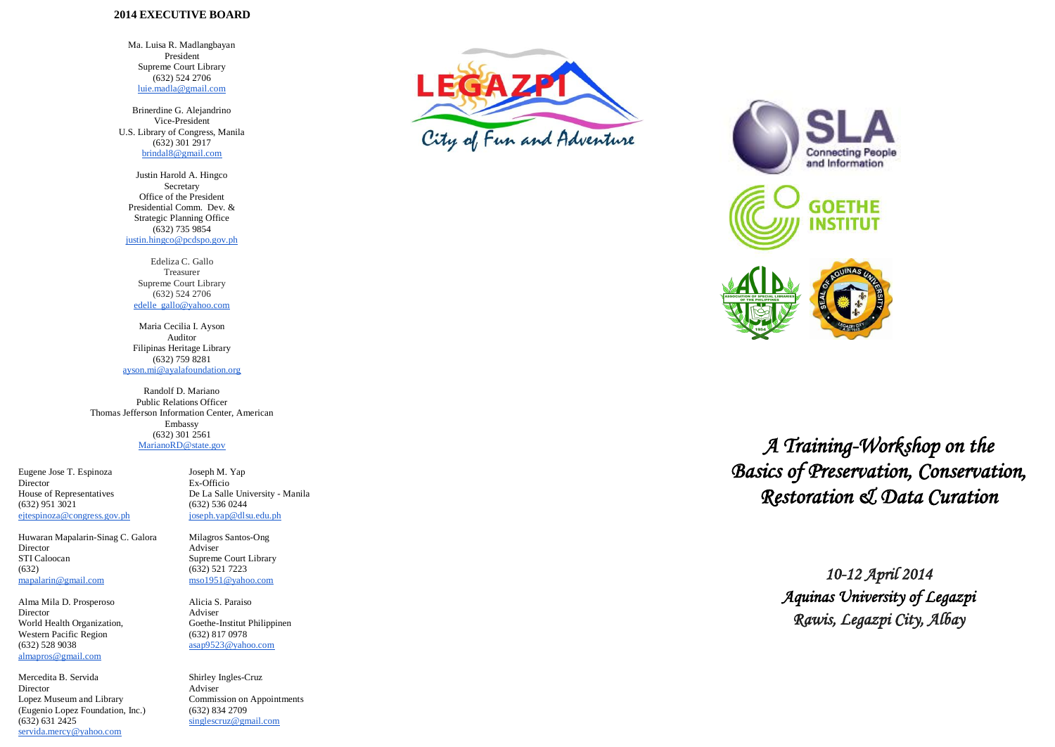## 2014 EXECUTIVE BOARD

Ma. Luisa R. Madlangbayan
President
Supreme Court Library
(632) 524 2706
luie.madla@gmail.com

Brinerdine G. Alejandrino
Vice-President
U.S. Library of Congress, Manila
(632) 301 2917
brindal8@gmail.com

Justin Harold A. Hingco
Secretary
Office of the President
Presidential Comm. Dev. &
Strategic Planning Office
(632) 735 9854
justin.hingco@pcdspo.gov.ph

Edeliza C. Gallo
Treasurer
Supreme Court Library
(632) 524 2706
edelle_gallo@yahoo.com

Maria Cecilia I. Ayson
Auditor
Filipinas Heritage Library
(632) 759 8281
ayson.mi@ayalafoundation.org

Randolf D. Mariano
Public Relations Officer
Thomas Jefferson Information Center, American
Embassy
(632) 301 2561
MarianoRD@state.gov

Eugene Jose T. Espinoza
Director
House of Representatives
(632) 951 3021
ejtespinoza@congress.gov.ph

Huwaran Mapalarin-Sinag C. Galora
Director
STI Caloocan
(632)
mapalarin@gmail.com

Alma Mila D. Prosperoso
Director
World Health Organization,
Western Pacific Region
(632) 528 9038
almapros@gmail.com

Mercedita B. Servida
Director
Lopez Museum and Library
(Eugenio Lopez Foundation, Inc.)
(632) 631 2425
servida.mercy@yahoo.com

Joseph M. Yap
Ex-Officio
De La Salle University - Manila
(632) 536 0244
joseph.yap@dlsu.edu.ph

Milagros Santos-Ong
Adviser
Supreme Court Library
(632) 521 7223
mso1951@yahoo.com

Alicia S. Paraiso
Adviser
Goethe-Institut Philippinen
(632) 817 0978
asap9523@yahoo.com

Shirley Ingles-Cruz
Adviser
Commission on Appointments
(632) 834 2709
singlescruz@gmail.com

LEGAZPI
City of Fun and Adventure

SLA
Connecting People and Information

GOETHE INSTITUT

# *A Training-Workshop on the Basics of Preservation, Conservation, Restoration & Data Curation*

*10-12 April 2014*
*Aquinas University of Legazpi*
*Rawis, Legazpi City, Albay*